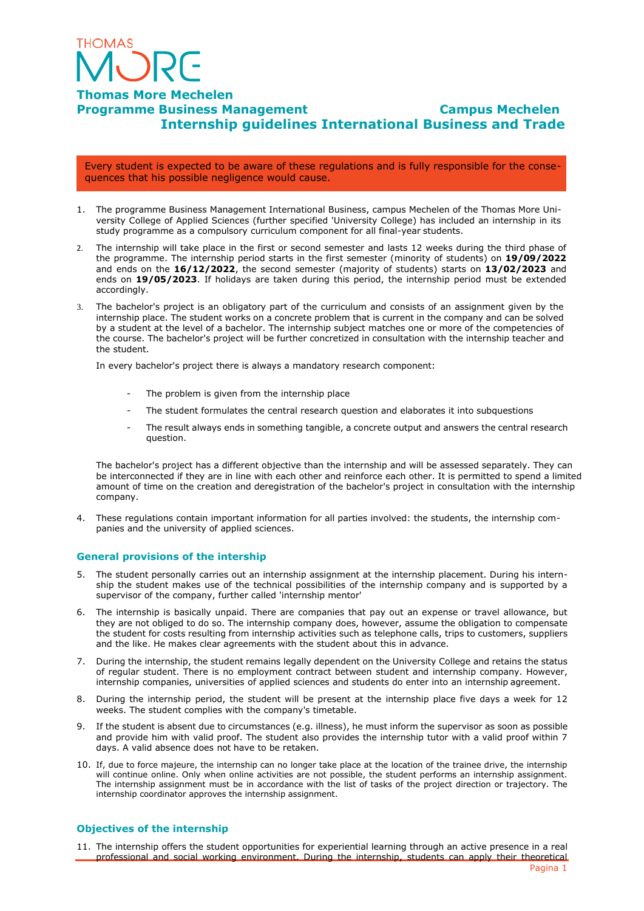# Thomas More Mechelen

## Programme Business Management — Campus Mechelen

## Internship guidelines International Business and Trade

> Every student is expected to be aware of these regulations and is fully responsible for the consequences that his possible negligence would cause.

1. The programme Business Management International Business, campus Mechelen of the Thomas More University College of Applied Sciences (further specified 'University College) has included an internship in its study programme as a compulsory curriculum component for all final-year students.
2. The internship will take place in the first or second semester and lasts 12 weeks during the third phase of the programme. The internship period starts in the first semester (minority of students) on **19/09/2022** and ends on the **16/12/2022**, the second semester (majority of students) starts on **13/02/2023** and ends on **19/05/2023**. If holidays are taken during this period, the internship period must be extended accordingly.
3. The bachelor's project is an obligatory part of the curriculum and consists of an assignment given by the internship place. The student works on a concrete problem that is current in the company and can be solved by a student at the level of a bachelor. The internship subject matches one or more of the competencies of the course. The bachelor's project will be further concretized in consultation with the internship teacher and the student.

   In every bachelor's project there is always a mandatory research component:

   - The problem is given from the internship place
   - The student formulates the central research question and elaborates it into subquestions
   - The result always ends in something tangible, a concrete output and answers the central research question.

   The bachelor's project has a different objective than the internship and will be assessed separately. They can be interconnected if they are in line with each other and reinforce each other. It is permitted to spend a limited amount of time on the creation and deregistration of the bachelor's project in consultation with the internship company.

4. These regulations contain important information for all parties involved: the students, the internship companies and the university of applied sciences.

### General provisions of the intership

5. The student personally carries out an internship assignment at the internship placement. During his internship the student makes use of the technical possibilities of the internship company and is supported by a supervisor of the company, further called 'internship mentor'
6. The internship is basically unpaid. There are companies that pay out an expense or travel allowance, but they are not obliged to do so. The internship company does, however, assume the obligation to compensate the student for costs resulting from internship activities such as telephone calls, trips to customers, suppliers and the like. He makes clear agreements with the student about this in advance.
7. During the internship, the student remains legally dependent on the University College and retains the status of regular student. There is no employment contract between student and internship company. However, internship companies, universities of applied sciences and students do enter into an internship agreement.
8. During the internship period, the student will be present at the internship place five days a week for 12 weeks. The student complies with the company's timetable.
9. If the student is absent due to circumstances (e.g. illness), he must inform the supervisor as soon as possible and provide him with valid proof. The student also provides the internship tutor with a valid proof within 7 days. A valid absence does not have to be retaken.
10. If, due to force majeure, the internship can no longer take place at the location of the trainee drive, the internship will continue online. Only when online activities are not possible, the student performs an internship assignment. The internship assignment must be in accordance with the list of tasks of the project direction or trajectory. The internship coordinator approves the internship assignment.

### Objectives of the internship

11. The internship offers the student opportunities for experiential learning through an active presence in a real professional and social working environment. During the internship, students can apply their theoretical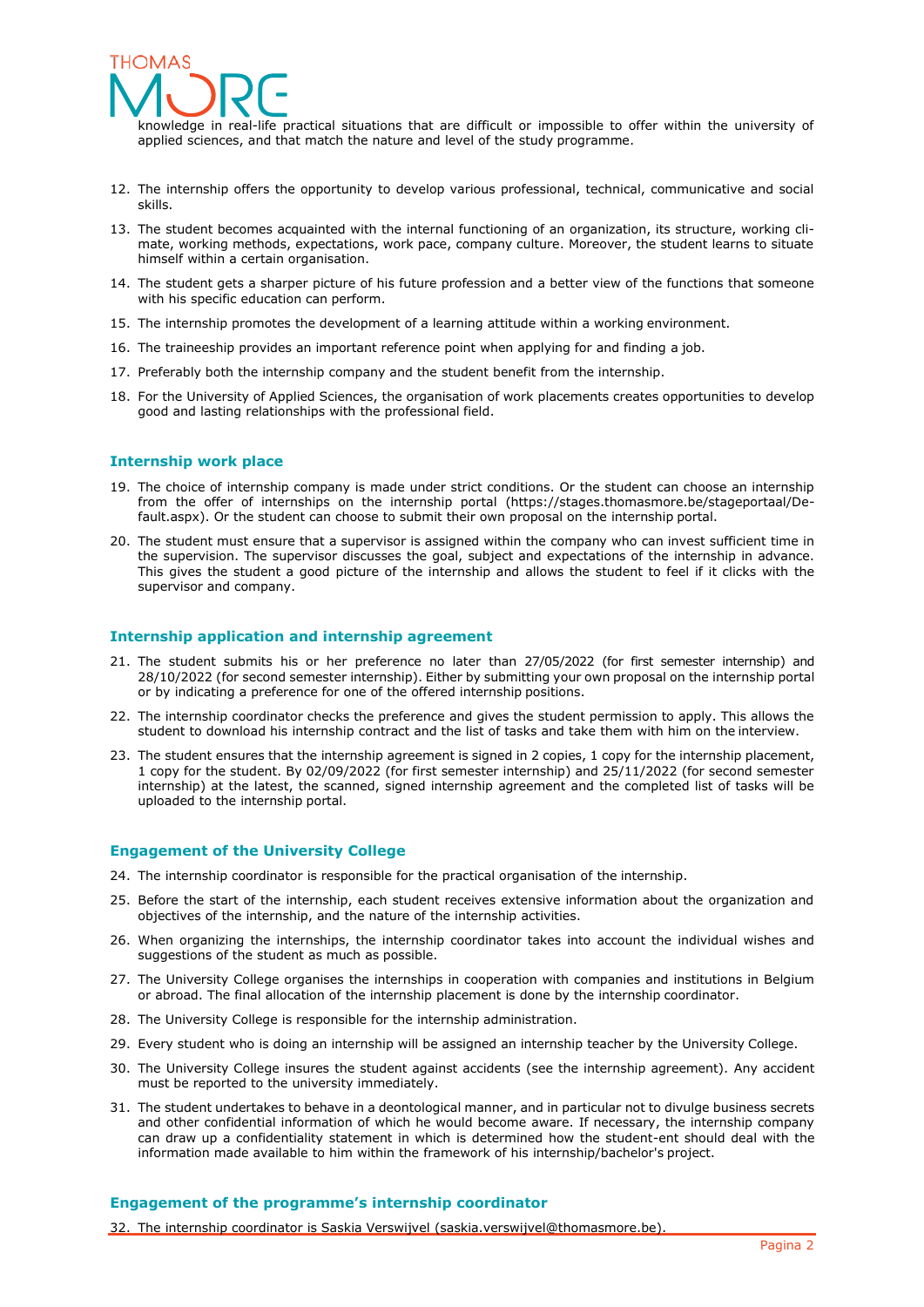knowledge in real-life practical situations that are difficult or impossible to offer within the university of applied sciences, and that match the nature and level of the study programme.

12. The internship offers the opportunity to develop various professional, technical, communicative and social skills.
13. The student becomes acquainted with the internal functioning of an organization, its structure, working climate, working methods, expectations, work pace, company culture. Moreover, the student learns to situate himself within a certain organisation.
14. The student gets a sharper picture of his future profession and a better view of the functions that someone with his specific education can perform.
15. The internship promotes the development of a learning attitude within a working environment.
16. The traineeship provides an important reference point when applying for and finding a job.
17. Preferably both the internship company and the student benefit from the internship.
18. For the University of Applied Sciences, the organisation of work placements creates opportunities to develop good and lasting relationships with the professional field.

## Internship work place

19. The choice of internship company is made under strict conditions. Or the student can choose an internship from the offer of internships on the internship portal (https://stages.thomasmore.be/stageportaal/Default.aspx). Or the student can choose to submit their own proposal on the internship portal.
20. The student must ensure that a supervisor is assigned within the company who can invest sufficient time in the supervision. The supervisor discusses the goal, subject and expectations of the internship in advance. This gives the student a good picture of the internship and allows the student to feel if it clicks with the supervisor and company.

## Internship application and internship agreement

21. The student submits his or her preference no later than 27/05/2022 (for first semester internship) and 28/10/2022 (for second semester internship). Either by submitting your own proposal on the internship portal or by indicating a preference for one of the offered internship positions.
22. The internship coordinator checks the preference and gives the student permission to apply. This allows the student to download his internship contract and the list of tasks and take them with him on the interview.
23. The student ensures that the internship agreement is signed in 2 copies, 1 copy for the internship placement, 1 copy for the student. By 02/09/2022 (for first semester internship) and 25/11/2022 (for second semester internship) at the latest, the scanned, signed internship agreement and the completed list of tasks will be uploaded to the internship portal.

## Engagement of the University College

24. The internship coordinator is responsible for the practical organisation of the internship.
25. Before the start of the internship, each student receives extensive information about the organization and objectives of the internship, and the nature of the internship activities.
26. When organizing the internships, the internship coordinator takes into account the individual wishes and suggestions of the student as much as possible.
27. The University College organises the internships in cooperation with companies and institutions in Belgium or abroad. The final allocation of the internship placement is done by the internship coordinator.
28. The University College is responsible for the internship administration.
29. Every student who is doing an internship will be assigned an internship teacher by the University College.
30. The University College insures the student against accidents (see the internship agreement). Any accident must be reported to the university immediately.
31. The student undertakes to behave in a deontological manner, and in particular not to divulge business secrets and other confidential information of which he would become aware. If necessary, the internship company can draw up a confidentiality statement in which is determined how the student-ent should deal with the information made available to him within the framework of his internship/bachelor's project.

## Engagement of the programme's internship coordinator

32. The internship coordinator is Saskia Verswijvel (saskia.verswijvel@thomasmore.be).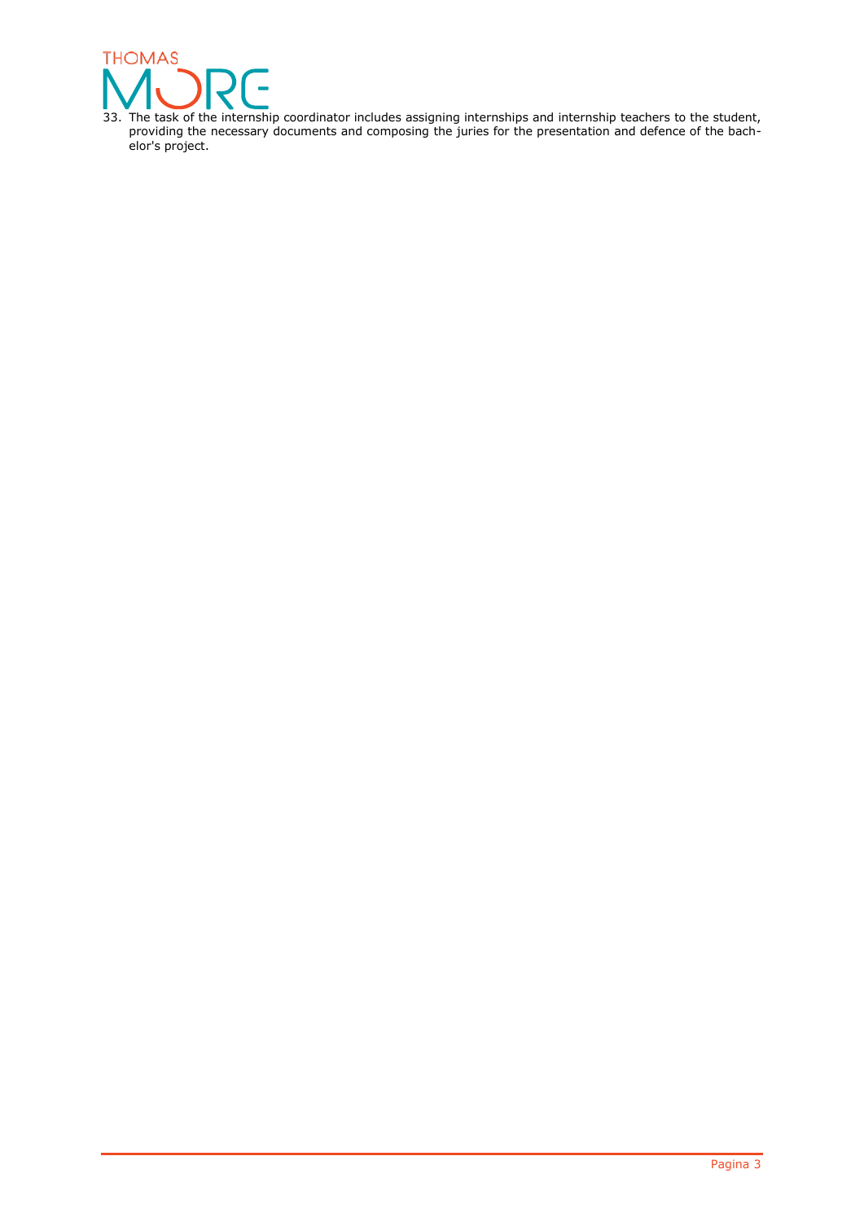33. The task of the internship coordinator includes assigning internships and internship teachers to the student, providing the necessary documents and composing the juries for the presentation and defence of the bachelor's project.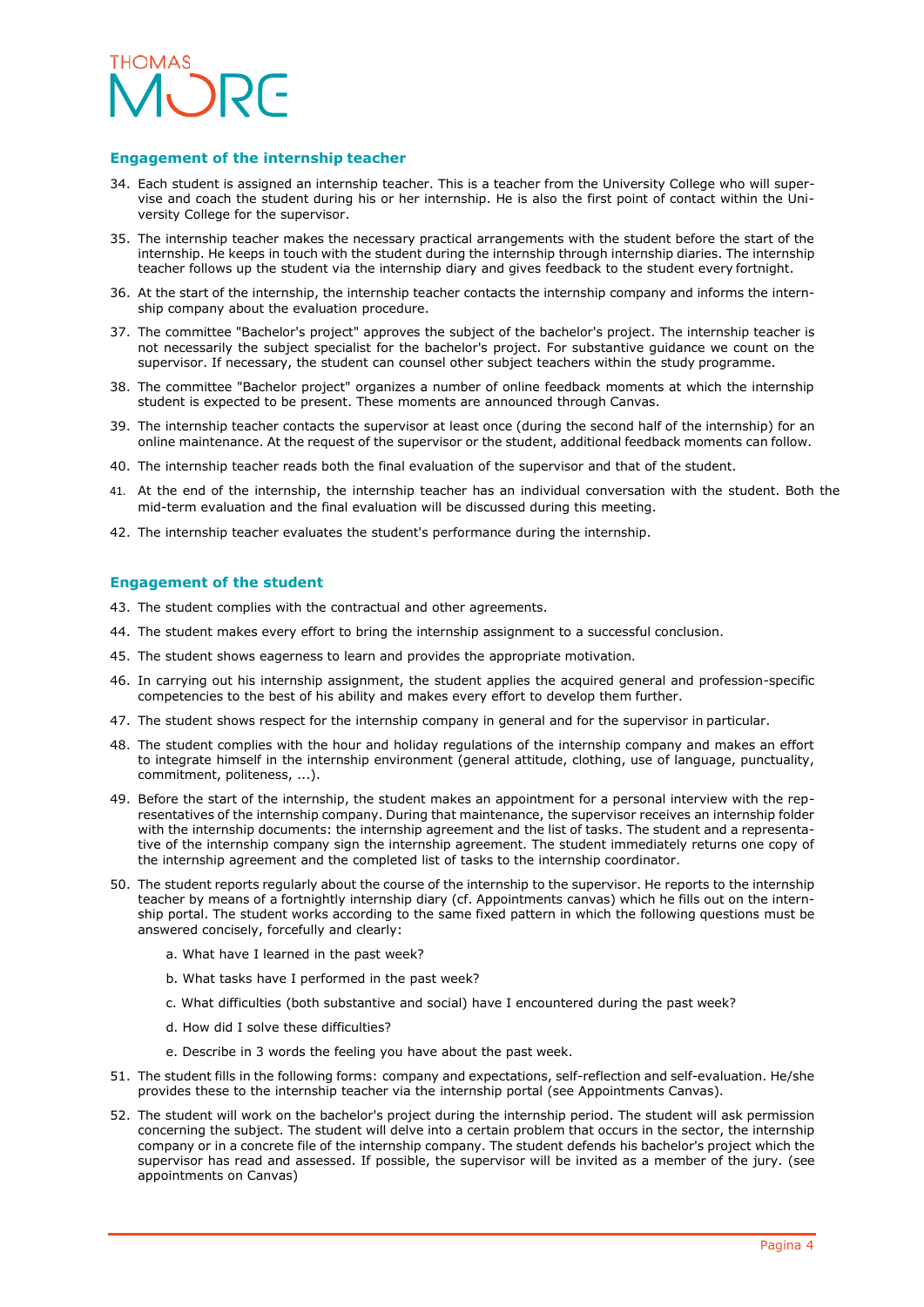## Engagement of the internship teacher

34. Each student is assigned an internship teacher. This is a teacher from the University College who will supervise and coach the student during his or her internship. He is also the first point of contact within the University College for the supervisor.
35. The internship teacher makes the necessary practical arrangements with the student before the start of the internship. He keeps in touch with the student during the internship through internship diaries. The internship teacher follows up the student via the internship diary and gives feedback to the student every fortnight.
36. At the start of the internship, the internship teacher contacts the internship company and informs the internship company about the evaluation procedure.
37. The committee "Bachelor's project" approves the subject of the bachelor's project. The internship teacher is not necessarily the subject specialist for the bachelor's project. For substantive guidance we count on the supervisor. If necessary, the student can counsel other subject teachers within the study programme.
38. The committee "Bachelor project" organizes a number of online feedback moments at which the internship student is expected to be present. These moments are announced through Canvas.
39. The internship teacher contacts the supervisor at least once (during the second half of the internship) for an online maintenance. At the request of the supervisor or the student, additional feedback moments can follow.
40. The internship teacher reads both the final evaluation of the supervisor and that of the student.
41. At the end of the internship, the internship teacher has an individual conversation with the student. Both the mid-term evaluation and the final evaluation will be discussed during this meeting.
42. The internship teacher evaluates the student's performance during the internship.

## Engagement of the student

43. The student complies with the contractual and other agreements.
44. The student makes every effort to bring the internship assignment to a successful conclusion.
45. The student shows eagerness to learn and provides the appropriate motivation.
46. In carrying out his internship assignment, the student applies the acquired general and profession-specific competencies to the best of his ability and makes every effort to develop them further.
47. The student shows respect for the internship company in general and for the supervisor in particular.
48. The student complies with the hour and holiday regulations of the internship company and makes an effort to integrate himself in the internship environment (general attitude, clothing, use of language, punctuality, commitment, politeness, ...).
49. Before the start of the internship, the student makes an appointment for a personal interview with the representatives of the internship company. During that maintenance, the supervisor receives an internship folder with the internship documents: the internship agreement and the list of tasks. The student and a representative of the internship company sign the internship agreement. The student immediately returns one copy of the internship agreement and the completed list of tasks to the internship coordinator.
50. The student reports regularly about the course of the internship to the supervisor. He reports to the internship teacher by means of a fortnightly internship diary (cf. Appointments canvas) which he fills out on the internship portal. The student works according to the same fixed pattern in which the following questions must be answered concisely, forcefully and clearly:
    a. What have I learned in the past week?
    b. What tasks have I performed in the past week?
    c. What difficulties (both substantive and social) have I encountered during the past week?
    d. How did I solve these difficulties?
    e. Describe in 3 words the feeling you have about the past week.
51. The student fills in the following forms: company and expectations, self-reflection and self-evaluation. He/she provides these to the internship teacher via the internship portal (see Appointments Canvas).
52. The student will work on the bachelor's project during the internship period. The student will ask permission concerning the subject. The student will delve into a certain problem that occurs in the sector, the internship company or in a concrete file of the internship company. The student defends his bachelor's project which the supervisor has read and assessed. If possible, the supervisor will be invited as a member of the jury. (see appointments on Canvas)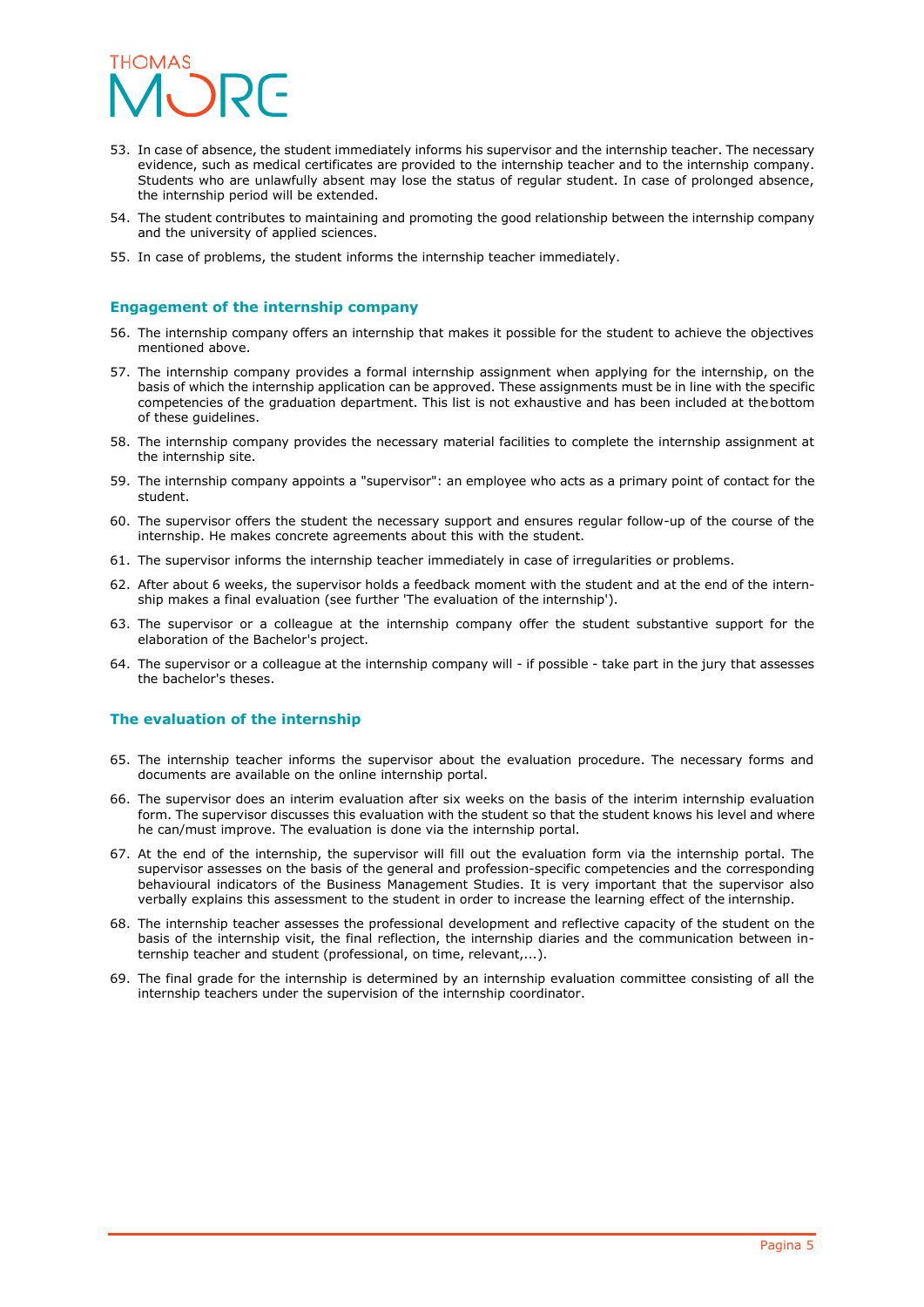53. In case of absence, the student immediately informs his supervisor and the internship teacher. The necessary evidence, such as medical certificates are provided to the internship teacher and to the internship company. Students who are unlawfully absent may lose the status of regular student. In case of prolonged absence, the internship period will be extended.
54. The student contributes to maintaining and promoting the good relationship between the internship company and the university of applied sciences.
55. In case of problems, the student informs the internship teacher immediately.

### Engagement of the internship company

56. The internship company offers an internship that makes it possible for the student to achieve the objectives mentioned above.
57. The internship company provides a formal internship assignment when applying for the internship, on the basis of which the internship application can be approved. These assignments must be in line with the specific competencies of the graduation department. This list is not exhaustive and has been included at the bottom of these guidelines.
58. The internship company provides the necessary material facilities to complete the internship assignment at the internship site.
59. The internship company appoints a "supervisor": an employee who acts as a primary point of contact for the student.
60. The supervisor offers the student the necessary support and ensures regular follow-up of the course of the internship. He makes concrete agreements about this with the student.
61. The supervisor informs the internship teacher immediately in case of irregularities or problems.
62. After about 6 weeks, the supervisor holds a feedback moment with the student and at the end of the internship makes a final evaluation (see further 'The evaluation of the internship').
63. The supervisor or a colleague at the internship company offer the student substantive support for the elaboration of the Bachelor's project.
64. The supervisor or a colleague at the internship company will - if possible - take part in the jury that assesses the bachelor's theses.

### The evaluation of the internship

65. The internship teacher informs the supervisor about the evaluation procedure. The necessary forms and documents are available on the online internship portal.
66. The supervisor does an interim evaluation after six weeks on the basis of the interim internship evaluation form. The supervisor discusses this evaluation with the student so that the student knows his level and where he can/must improve. The evaluation is done via the internship portal.
67. At the end of the internship, the supervisor will fill out the evaluation form via the internship portal. The supervisor assesses on the basis of the general and profession-specific competencies and the corresponding behavioural indicators of the Business Management Studies. It is very important that the supervisor also verbally explains this assessment to the student in order to increase the learning effect of the internship.
68. The internship teacher assesses the professional development and reflective capacity of the student on the basis of the internship visit, the final reflection, the internship diaries and the communication between internship teacher and student (professional, on time, relevant,...).
69. The final grade for the internship is determined by an internship evaluation committee consisting of all the internship teachers under the supervision of the internship coordinator.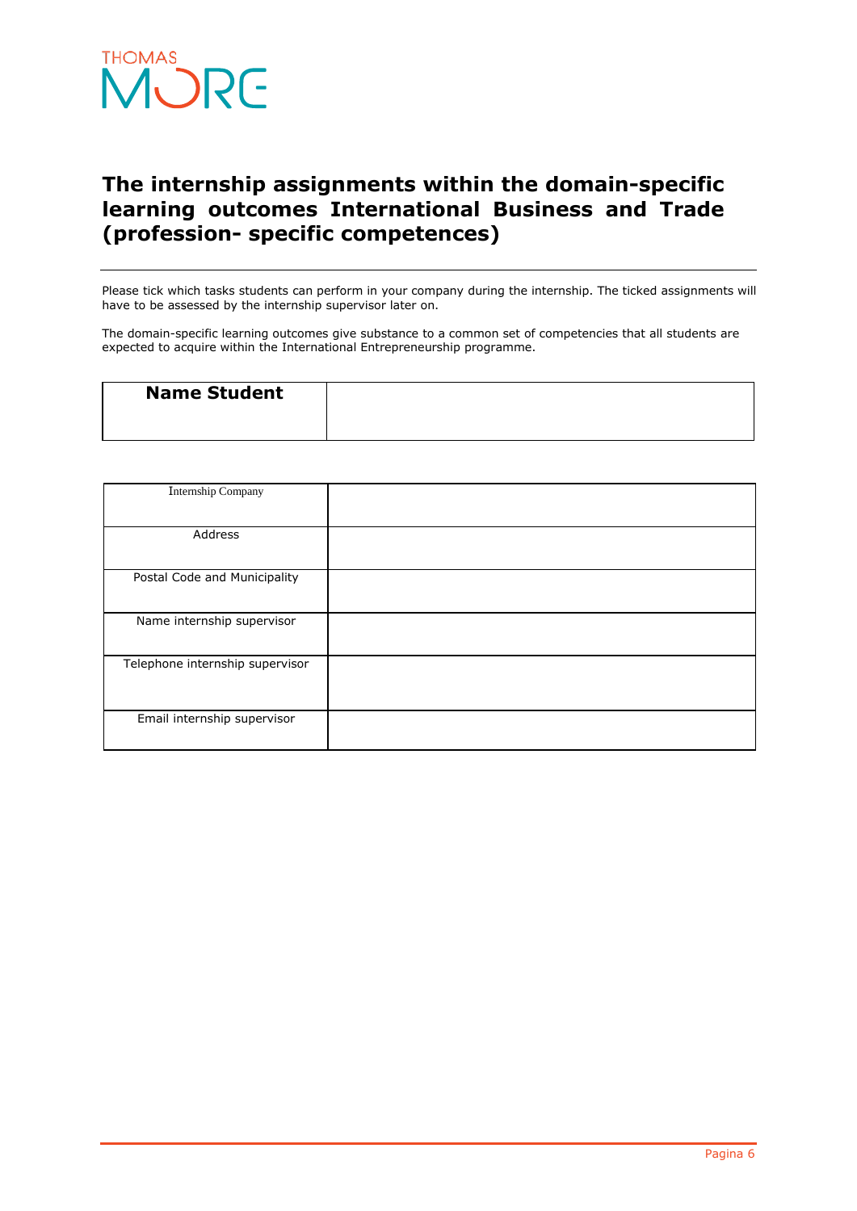# The internship assignments within the domain-specific learning outcomes International Business and Trade (profession- specific competences)

Please tick which tasks students can perform in your company during the internship. The ticked assignments will have to be assessed by the internship supervisor later on.

The domain-specific learning outcomes give substance to a common set of competencies that all students are expected to acquire within the International Entrepreneurship programme.

| **Name Student** | |
|---|---|

| Internship Company | |
|---|---|
| Address | |
| Postal Code and Municipality | |
| Name internship supervisor | |
| Telephone internship supervisor | |
| Email internship supervisor | |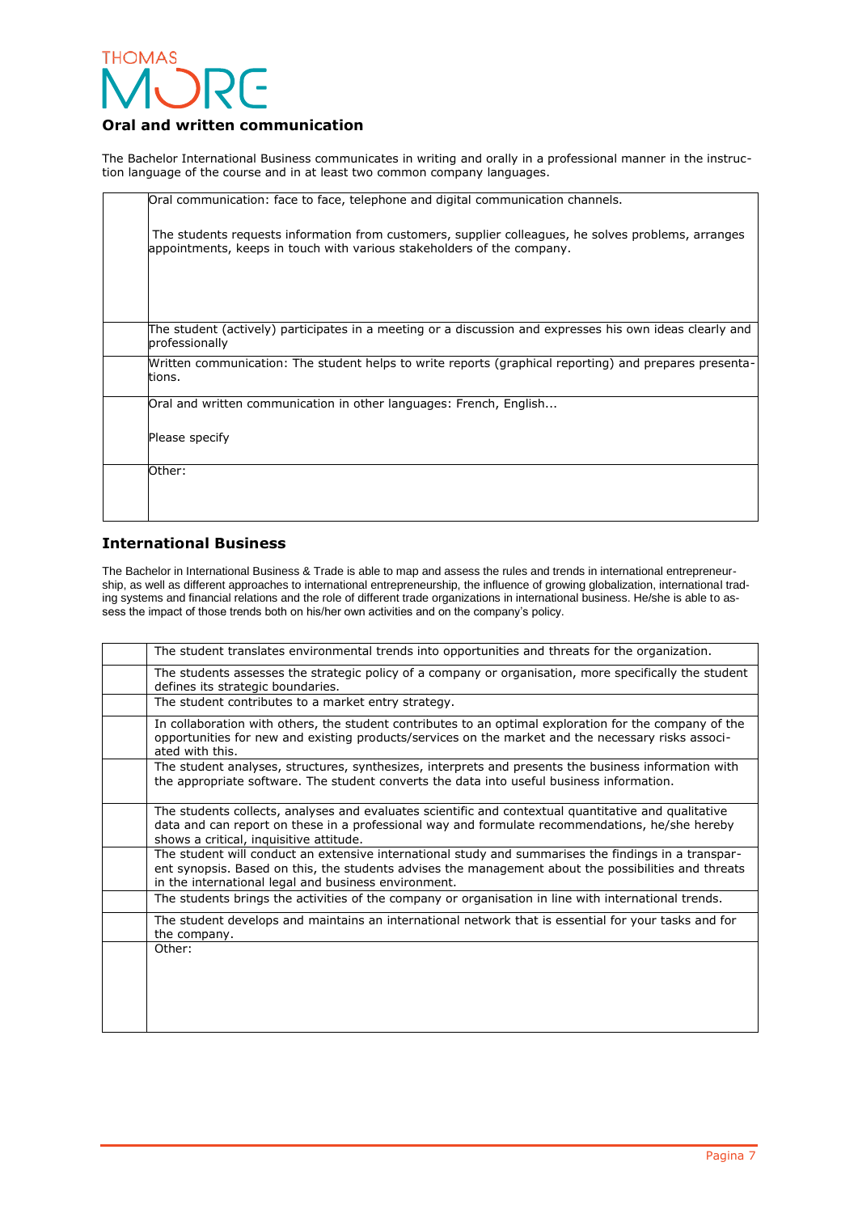## Oral and written communication

The Bachelor International Business communicates in writing and orally in a professional manner in the instruction language of the course and in at least two common company languages.

| | |
|---|---|
| | Oral communication: face to face, telephone and digital communication channels.<br><br>The students requests information from customers, supplier colleagues, he solves problems, arranges appointments, keeps in touch with various stakeholders of the company. |
| | The student (actively) participates in a meeting or a discussion and expresses his own ideas clearly and professionally |
| | Written communication: The student helps to write reports (graphical reporting) and prepares presentations. |
| | Oral and written communication in other languages: French, English...<br><br>Please specify |
| | Other: |

## International Business

The Bachelor in International Business & Trade is able to map and assess the rules and trends in international entrepreneurship, as well as different approaches to international entrepreneurship, the influence of growing globalization, international trading systems and financial relations and the role of different trade organizations in international business. He/she is able to assess the impact of those trends both on his/her own activities and on the company's policy.

| | |
|---|---|
| | The student translates environmental trends into opportunities and threats for the organization. |
| | The students assesses the strategic policy of a company or organisation, more specifically the student defines its strategic boundaries. |
| | The student contributes to a market entry strategy. |
| | In collaboration with others, the student contributes to an optimal exploration for the company of the opportunities for new and existing products/services on the market and the necessary risks associated with this. |
| | The student analyses, structures, synthesizes, interprets and presents the business information with the appropriate software. The student converts the data into useful business information. |
| | The students collects, analyses and evaluates scientific and contextual quantitative and qualitative data and can report on these in a professional way and formulate recommendations, he/she hereby shows a critical, inquisitive attitude. |
| | The student will conduct an extensive international study and summarises the findings in a transparent synopsis. Based on this, the students advises the management about the possibilities and threats in the international legal and business environment. |
| | The students brings the activities of the company or organisation in line with international trends. |
| | The student develops and maintains an international network that is essential for your tasks and for the company. |
| | Other: |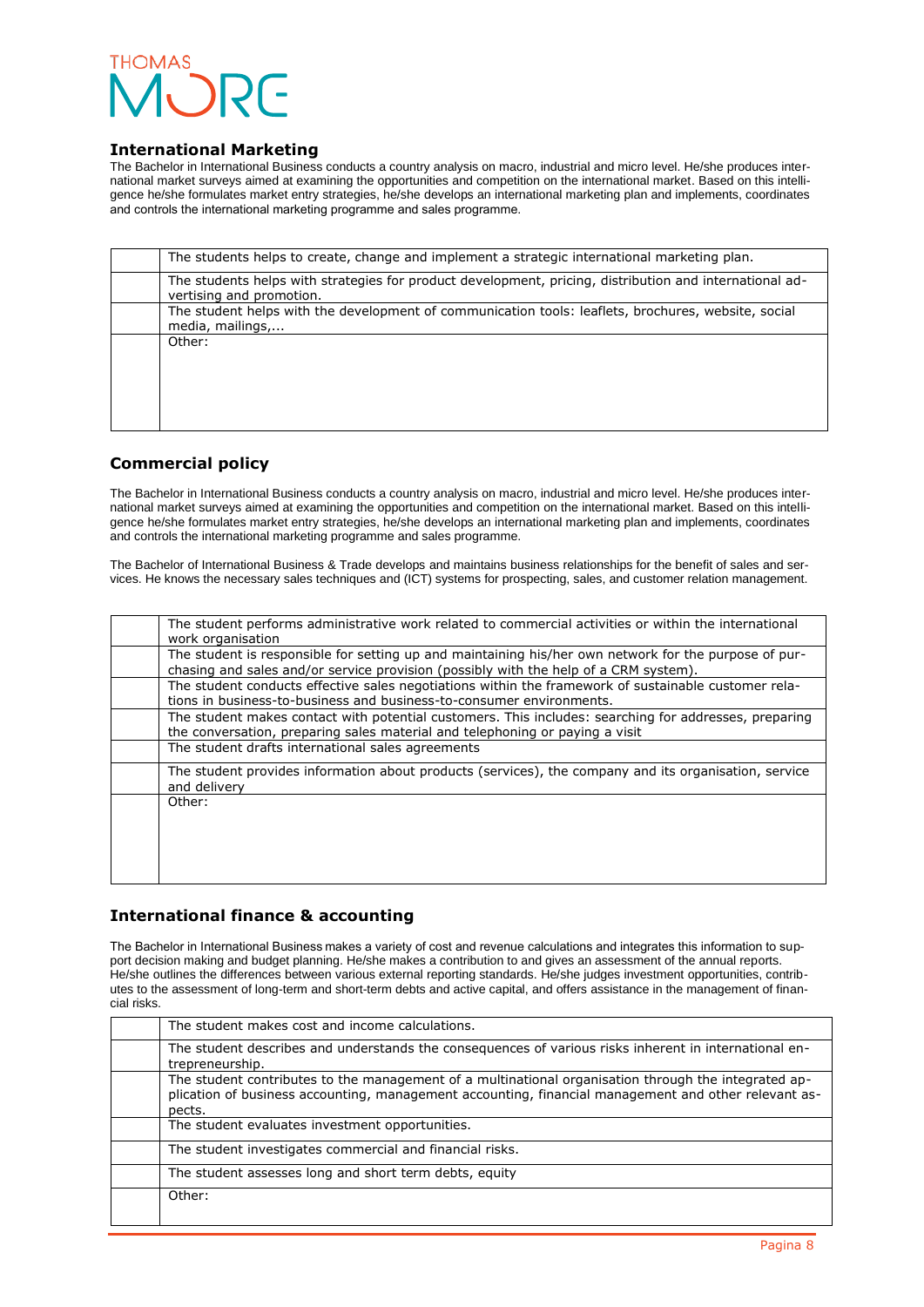## International Marketing

The Bachelor in International Business conducts a country analysis on macro, industrial and micro level. He/she produces international market surveys aimed at examining the opportunities and competition on the international market. Based on this intelligence he/she formulates market entry strategies, he/she develops an international marketing plan and implements, coordinates and controls the international marketing programme and sales programme.

| | |
|---|---|
| | The students helps to create, change and implement a strategic international marketing plan. |
| | The students helps with strategies for product development, pricing, distribution and international advertising and promotion. |
| | The student helps with the development of communication tools: leaflets, brochures, website, social media, mailings,… |
| | Other: |

## Commercial policy

The Bachelor in International Business conducts a country analysis on macro, industrial and micro level. He/she produces international market surveys aimed at examining the opportunities and competition on the international market. Based on this intelligence he/she formulates market entry strategies, he/she develops an international marketing plan and implements, coordinates and controls the international marketing programme and sales programme.

The Bachelor of International Business & Trade develops and maintains business relationships for the benefit of sales and services. He knows the necessary sales techniques and (ICT) systems for prospecting, sales, and customer relation management.

| | |
|---|---|
| | The student performs administrative work related to commercial activities or within the international work organisation |
| | The student is responsible for setting up and maintaining his/her own network for the purpose of purchasing and sales and/or service provision (possibly with the help of a CRM system). |
| | The student conducts effective sales negotiations within the framework of sustainable customer relations in business-to-business and business-to-consumer environments. |
| | The student makes contact with potential customers. This includes: searching for addresses, preparing the conversation, preparing sales material and telephoning or paying a visit |
| | The student drafts international sales agreements |
| | The student provides information about products (services), the company and its organisation, service and delivery |
| | Other: |

## International finance & accounting

The Bachelor in International Business makes a variety of cost and revenue calculations and integrates this information to support decision making and budget planning. He/she makes a contribution to and gives an assessment of the annual reports. He/she outlines the differences between various external reporting standards. He/she judges investment opportunities, contributes to the assessment of long-term and short-term debts and active capital, and offers assistance in the management of financial risks.

| | |
|---|---|
| | The student makes cost and income calculations. |
| | The student describes and understands the consequences of various risks inherent in international entrepreneurship. |
| | The student contributes to the management of a multinational organisation through the integrated application of business accounting, management accounting, financial management and other relevant aspects. |
| | The student evaluates investment opportunities. |
| | The student investigates commercial and financial risks. |
| | The student assesses long and short term debts, equity |
| | Other: |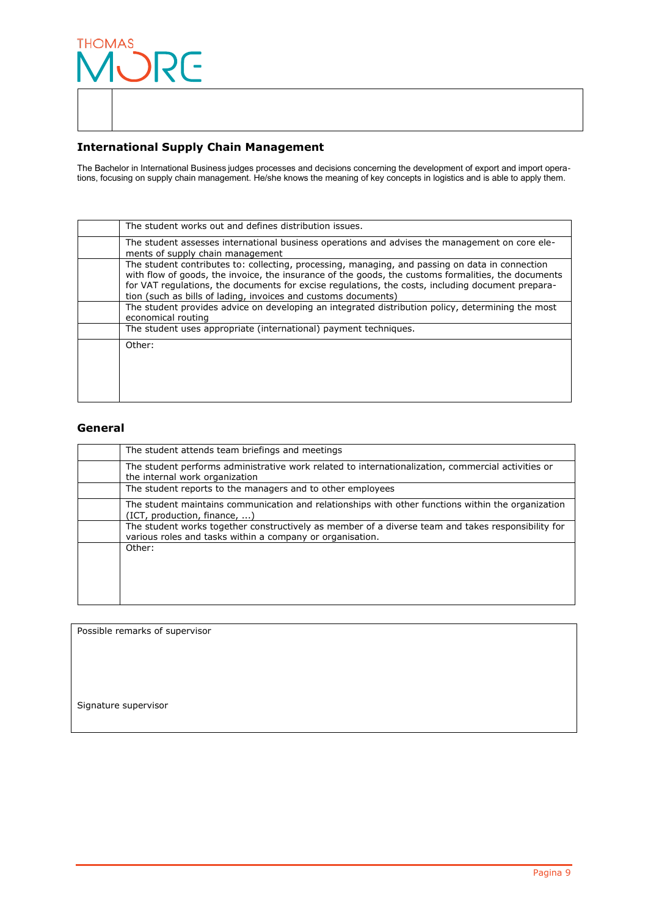| | |
|---|---|
| | |

## International Supply Chain Management

The Bachelor in International Business judges processes and decisions concerning the development of export and import operations, focusing on supply chain management. He/she knows the meaning of key concepts in logistics and is able to apply them.

| | |
|---|---|
| | The student works out and defines distribution issues. |
| | The student assesses international business operations and advises the management on core elements of supply chain management |
| | The student contributes to: collecting, processing, managing, and passing on data in connection with flow of goods, the invoice, the insurance of the goods, the customs formalities, the documents for VAT regulations, the documents for excise regulations, the costs, including document preparation (such as bills of lading, invoices and customs documents) |
| | The student provides advice on developing an integrated distribution policy, determining the most economical routing |
| | The student uses appropriate (international) payment techniques. |
| | Other: |

## General

| | |
|---|---|
| | The student attends team briefings and meetings |
| | The student performs administrative work related to internationalization, commercial activities or the internal work organization |
| | The student reports to the managers and to other employees |
| | The student maintains communication and relationships with other functions within the organization (ICT, production, finance, ...) |
| | The student works together constructively as member of a diverse team and takes responsibility for various roles and tasks within a company or organisation. |
| | Other: |

| |
|---|
| Possible remarks of supervisor<br><br><br><br>Signature supervisor |